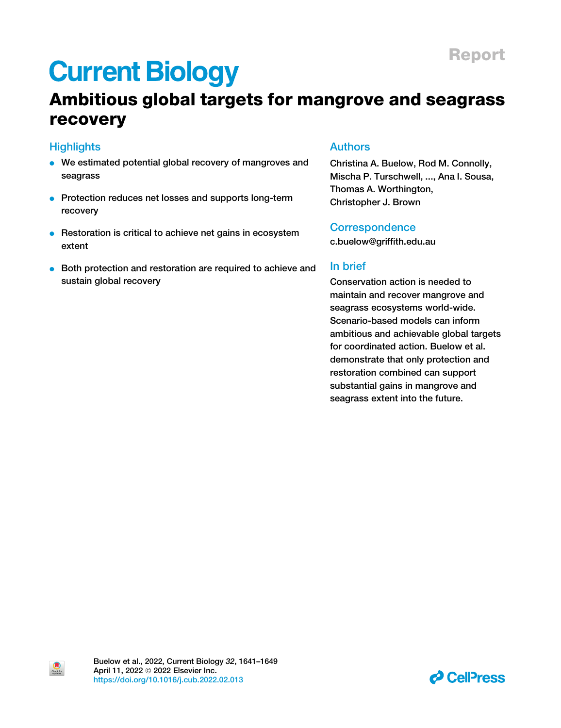Report

# Ambitious global targets for mangrove and seagrass recovery

## Highlights

- We estimated potential global recovery of mangroves and seagrass
- Protection reduces net losses and supports long-term recovery
- Restoration is critical to achieve net gains in ecosystem extent
- Both protection and restoration are required to achieve and sustain global recovery

## Authors

Christina A. Buelow, Rod M. Connolly, Mischa P. Turschwell, ..., Ana I. Sousa, Thomas A. Worthington, Christopher J. Brown

## Correspondence

c.buelow@griffith.edu.au

## In brief

Conservation action is needed to maintain and recover mangrove and seagrass ecosystems world-wide. Scenario-based models can inform ambitious and achievable global targets for coordinated action. Buelow et al. demonstrate that only protection and restoration combined can support substantial gains in mangrove and seagrass extent into the future.

Buelow et al., 2022, Current Biology *32*, 1641–1649
April 11, 2022 © 2022 Elsevier Inc.
https://doi.org/10.1016/j.cub.2022.02.013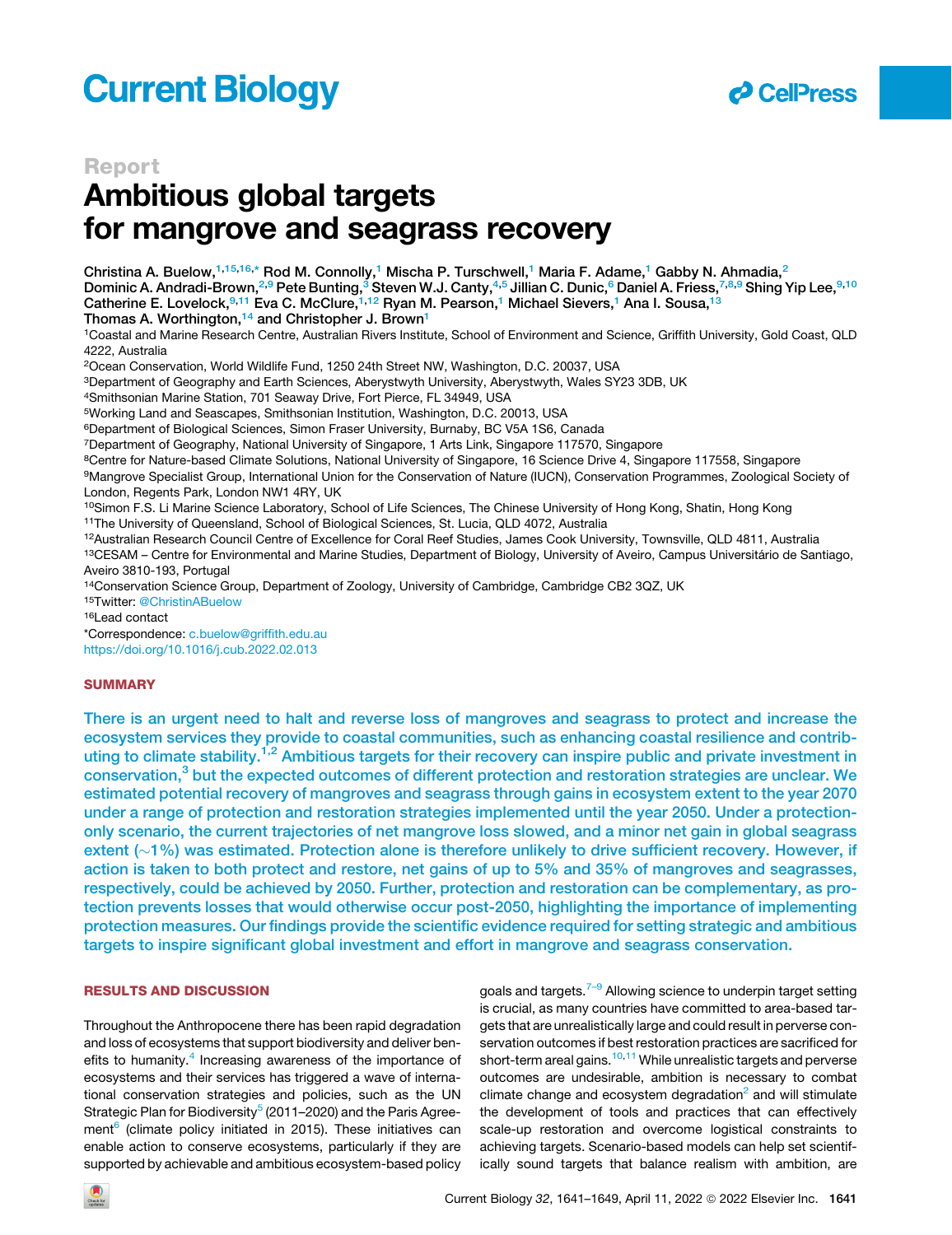Current Biology

Report

# Ambitious global targets for mangrove and seagrass recovery

Christina A. Buelow,[1,15,16,*] Rod M. Connolly,[1] Mischa P. Turschwell,[1] Maria F. Adame,[1] Gabby N. Ahmadia,[2] Dominic A. Andradi-Brown,[2,9] Pete Bunting,[3] Steven W.J. Canty,[4,5] Jillian C. Dunic,[6] Daniel A. Friess,[7,8,9] Shing Yip Lee,[9,10] Catherine E. Lovelock,[9,11] Eva C. McClure,[1,12] Ryan M. Pearson,[1] Michael Sievers,[1] Ana I. Sousa,[13] Thomas A. Worthington,[14] and Christopher J. Brown[1]

[1]Coastal and Marine Research Centre, Australian Rivers Institute, School of Environment and Science, Griffith University, Gold Coast, QLD 4222, Australia
[2]Ocean Conservation, World Wildlife Fund, 1250 24th Street NW, Washington, D.C. 20037, USA
[3]Department of Geography and Earth Sciences, Aberystwyth University, Aberystwyth, Wales SY23 3DB, UK
[4]Smithsonian Marine Station, 701 Seaway Drive, Fort Pierce, FL 34949, USA
[5]Working Land and Seascapes, Smithsonian Institution, Washington, D.C. 20013, USA
[6]Department of Biological Sciences, Simon Fraser University, Burnaby, BC V5A 1S6, Canada
[7]Department of Geography, National University of Singapore, 1 Arts Link, Singapore 117570, Singapore
[8]Centre for Nature-based Climate Solutions, National University of Singapore, 16 Science Drive 4, Singapore 117558, Singapore
[9]Mangrove Specialist Group, International Union for the Conservation of Nature (IUCN), Conservation Programmes, Zoological Society of London, Regents Park, London NW1 4RY, UK
[10]Simon F.S. Li Marine Science Laboratory, School of Life Sciences, The Chinese University of Hong Kong, Shatin, Hong Kong
[11]The University of Queensland, School of Biological Sciences, St. Lucia, QLD 4072, Australia
[12]Australian Research Council Centre of Excellence for Coral Reef Studies, James Cook University, Townsville, QLD 4811, Australia
[13]CESAM – Centre for Environmental and Marine Studies, Department of Biology, University of Aveiro, Campus Universitário de Santiago, Aveiro 3810-193, Portugal
[14]Conservation Science Group, Department of Zoology, University of Cambridge, Cambridge CB2 3QZ, UK
[15]Twitter: @ChristinABuelow
[16]Lead contact
*Correspondence: c.buelow@griffith.edu.au
https://doi.org/10.1016/j.cub.2022.02.013

## SUMMARY

There is an urgent need to halt and reverse loss of mangroves and seagrass to protect and increase the ecosystem services they provide to coastal communities, such as enhancing coastal resilience and contributing to climate stability.[1,2] Ambitious targets for their recovery can inspire public and private investment in conservation,[3] but the expected outcomes of different protection and restoration strategies are unclear. We estimated potential recovery of mangroves and seagrass through gains in ecosystem extent to the year 2070 under a range of protection and restoration strategies implemented until the year 2050. Under a protection-only scenario, the current trajectories of net mangrove loss slowed, and a minor net gain in global seagrass extent (~1%) was estimated. Protection alone is therefore unlikely to drive sufficient recovery. However, if action is taken to both protect and restore, net gains of up to 5% and 35% of mangroves and seagrasses, respectively, could be achieved by 2050. Further, protection and restoration can be complementary, as protection prevents losses that would otherwise occur post-2050, highlighting the importance of implementing protection measures. Our findings provide the scientific evidence required for setting strategic and ambitious targets to inspire significant global investment and effort in mangrove and seagrass conservation.

## RESULTS AND DISCUSSION

Throughout the Anthropocene there has been rapid degradation and loss of ecosystems that support biodiversity and deliver benefits to humanity.[4] Increasing awareness of the importance of ecosystems and their services has triggered a wave of international conservation strategies and policies, such as the UN Strategic Plan for Biodiversity[5] (2011–2020) and the Paris Agreement[6] (climate policy initiated in 2015). These initiatives can enable action to conserve ecosystems, particularly if they are supported by achievable and ambitious ecosystem-based policy goals and targets.[7–9] Allowing science to underpin target setting is crucial, as many countries have committed to area-based targets that are unrealistically large and could result in perverse conservation outcomes if best restoration practices are sacrificed for short-term areal gains.[10,11] While unrealistic targets and perverse outcomes are undesirable, ambition is necessary to combat climate change and ecosystem degradation[2] and will stimulate the development of tools and practices that can effectively scale-up restoration and overcome logistical constraints to achieving targets. Scenario-based models can help set scientifically sound targets that balance realism with ambition, are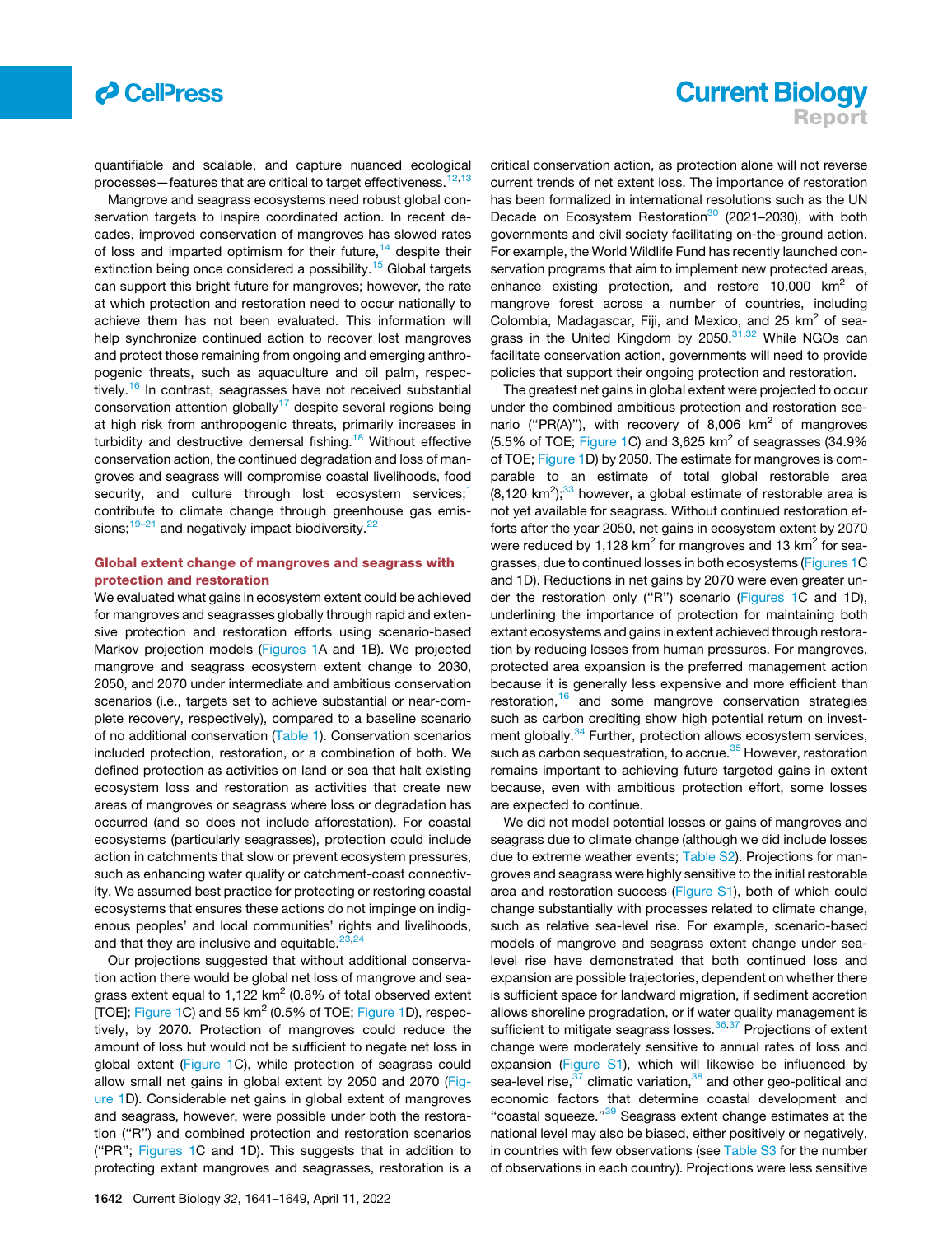quantifiable and scalable, and capture nuanced ecological processes—features that are critical to target effectiveness.[12,13]

Mangrove and seagrass ecosystems need robust global conservation targets to inspire coordinated action. In recent decades, improved conservation of mangroves has slowed rates of loss and imparted optimism for their future,[14] despite their extinction being once considered a possibility.[15] Global targets can support this bright future for mangroves; however, the rate at which protection and restoration need to occur nationally to achieve them has not been evaluated. This information will help synchronize continued action to recover lost mangroves and protect those remaining from ongoing and emerging anthropogenic threats, such as aquaculture and oil palm, respectively.[16] In contrast, seagrasses have not received substantial conservation attention globally[17] despite several regions being at high risk from anthropogenic threats, primarily increases in turbidity and destructive demersal fishing.[18] Without effective conservation action, the continued degradation and loss of mangroves and seagrass will compromise coastal livelihoods, food security, and culture through lost ecosystem services;[1] contribute to climate change through greenhouse gas emissions;[19–21] and negatively impact biodiversity.[22]

## Global extent change of mangroves and seagrass with protection and restoration

We evaluated what gains in ecosystem extent could be achieved for mangroves and seagrasses globally through rapid and extensive protection and restoration efforts using scenario-based Markov projection models (Figures 1A and 1B). We projected mangrove and seagrass ecosystem extent change to 2030, 2050, and 2070 under intermediate and ambitious conservation scenarios (i.e., targets set to achieve substantial or near-complete recovery, respectively), compared to a baseline scenario of no additional conservation (Table 1). Conservation scenarios included protection, restoration, or a combination of both. We defined protection as activities on land or sea that halt existing ecosystem loss and restoration as activities that create new areas of mangroves or seagrass where loss or degradation has occurred (and so does not include afforestation). For coastal ecosystems (particularly seagrasses), protection could include action in catchments that slow or prevent ecosystem pressures, such as enhancing water quality or catchment-coast connectivity. We assumed best practice for protecting or restoring coastal ecosystems that ensures these actions do not impinge on indigenous peoples' and local communities' rights and livelihoods, and that they are inclusive and equitable.[23,24]

Our projections suggested that without additional conservation action there would be global net loss of mangrove and seagrass extent equal to 1,122 km$^2$ (0.8% of total observed extent [TOE]; Figure 1C) and 55 km$^2$ (0.5% of TOE; Figure 1D), respectively, by 2070. Protection of mangroves could reduce the amount of loss but would not be sufficient to negate net loss in global extent (Figure 1C), while protection of seagrass could allow small net gains in global extent by 2050 and 2070 (Figure 1D). Considerable net gains in global extent of mangroves and seagrass, however, were possible under both the restoration ("R") and combined protection and restoration scenarios ("PR"; Figures 1C and 1D). This suggests that in addition to protecting extant mangroves and seagrasses, restoration is a critical conservation action, as protection alone will not reverse current trends of net extent loss. The importance of restoration has been formalized in international resolutions such as the UN Decade on Ecosystem Restoration[30] (2021–2030), with both governments and civil society facilitating on-the-ground action. For example, the World Wildlife Fund has recently launched conservation programs that aim to implement new protected areas, enhance existing protection, and restore 10,000 km$^2$ of mangrove forest across a number of countries, including Colombia, Madagascar, Fiji, and Mexico, and 25 km$^2$ of seagrass in the United Kingdom by 2050.[31,32] While NGOs can facilitate conservation action, governments will need to provide policies that support their ongoing protection and restoration.

The greatest net gains in global extent were projected to occur under the combined ambitious protection and restoration scenario ("PR(A)"), with recovery of 8,006 km$^2$ of mangroves (5.5% of TOE; Figure 1C) and 3,625 km$^2$ of seagrasses (34.9% of TOE; Figure 1D) by 2050. The estimate for mangroves is comparable to an estimate of total global restorable area (8,120 km$^2$);[33] however, a global estimate of restorable area is not yet available for seagrass. Without continued restoration efforts after the year 2050, net gains in ecosystem extent by 2070 were reduced by 1,128 km$^2$ for mangroves and 13 km$^2$ for seagrasses, due to continued losses in both ecosystems (Figures 1C and 1D). Reductions in net gains by 2070 were even greater under the restoration only ("R") scenario (Figures 1C and 1D), underlining the importance of protection for maintaining both extant ecosystems and gains in extent achieved through restoration by reducing losses from human pressures. For mangroves, protected area expansion is the preferred management action because it is generally less expensive and more efficient than restoration,[16] and some mangrove conservation strategies such as carbon crediting show high potential return on investment globally.[34] Further, protection allows ecosystem services, such as carbon sequestration, to accrue.[35] However, restoration remains important to achieving future targeted gains in extent because, even with ambitious protection effort, some losses are expected to continue.

We did not model potential losses or gains of mangroves and seagrass due to climate change (although we did include losses due to extreme weather events; Table S2). Projections for mangroves and seagrass were highly sensitive to the initial restorable area and restoration success (Figure S1), both of which could change substantially with processes related to climate change, such as relative sea-level rise. For example, scenario-based models of mangrove and seagrass extent change under sea-level rise have demonstrated that both continued loss and expansion are possible trajectories, dependent on whether there is sufficient space for landward migration, if sediment accretion allows shoreline progradation, or if water quality management is sufficient to mitigate seagrass losses.[36,37] Projections of extent change were moderately sensitive to annual rates of loss and expansion (Figure S1), which will likewise be influenced by sea-level rise,[37] climatic variation,[38] and other geo-political and economic factors that determine coastal development and "coastal squeeze."[39] Seagrass extent change estimates at the national level may also be biased, either positively or negatively, in countries with few observations (see Table S3 for the number of observations in each country). Projections were less sensitive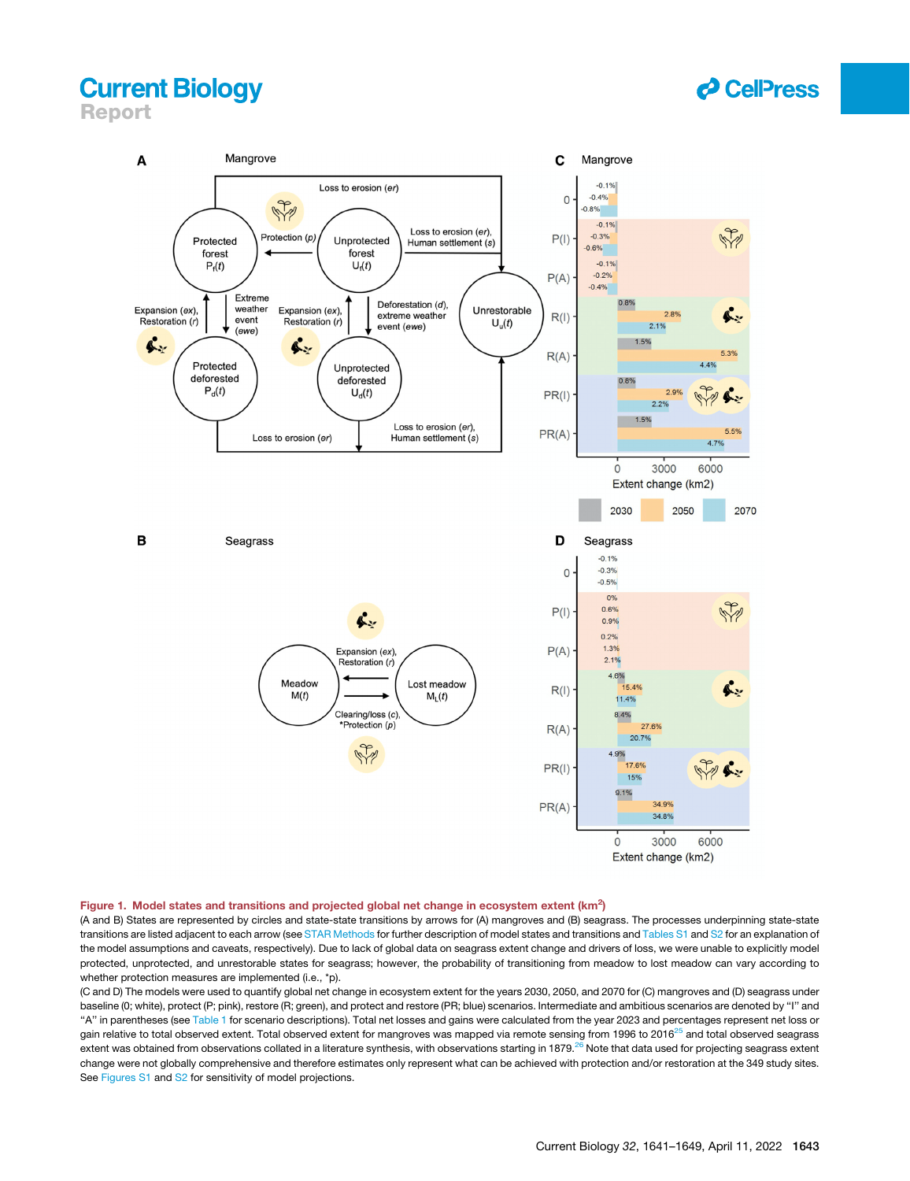**Figure 1. Model states and transitions and projected global net change in ecosystem extent (km$^2$)**

(A and B) States are represented by circles and state-state transitions by arrows for (A) mangroves and (B) seagrass. The processes underpinning state-state transitions are listed adjacent to each arrow (see STAR Methods for further description of model states and transitions and Tables S1 and S2 for an explanation of the model assumptions and caveats, respectively). Due to lack of global data on seagrass extent change and drivers of loss, we were unable to explicitly model protected, unprotected, and unrestorable states for seagrass; however, the probability of transitioning from meadow to lost meadow can vary according to whether protection measures are implemented (i.e., *p).

(C and D) The models were used to quantify global net change in ecosystem extent for the years 2030, 2050, and 2070 for (C) mangroves and (D) seagrass under baseline (0; white), protect (P; pink), restore (R; green), and protect and restore (PR; blue) scenarios. Intermediate and ambitious scenarios are denoted by "I" and "A" in parentheses (see Table 1 for scenario descriptions). Total net losses and gains were calculated from the year 2023 and percentages represent net loss or gain relative to total observed extent. Total observed extent for mangroves was mapped via remote sensing from 1996 to 2016[25] and total observed seagrass extent was obtained from observations collated in a literature synthesis, with observations starting in 1879.[26] Note that data used for projecting seagrass extent change were not globally comprehensive and therefore estimates only represent what can be achieved with protection and/or restoration at the 349 study sites. See Figures S1 and S2 for sensitivity of model projections.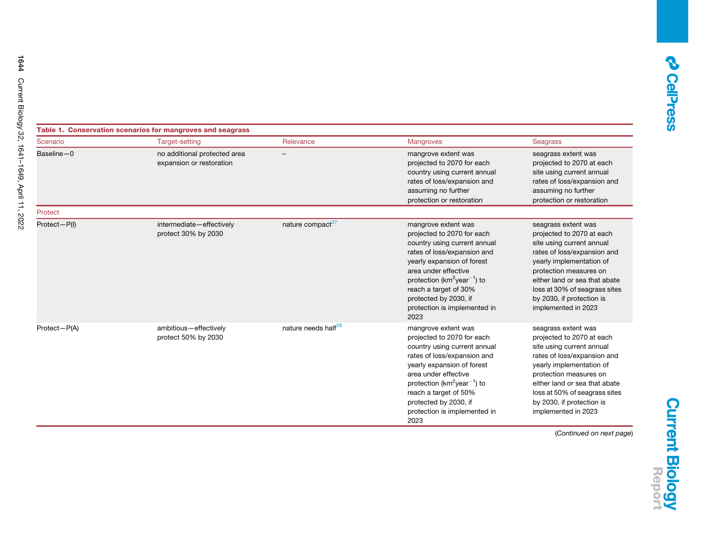**Table 1. Conservation scenarios for mangroves and seagrass**

| Scenario | Target-setting | Relevance | Mangroves | Seagrass |
|---|---|---|---|---|
| Baseline—0 | no additional protected area expansion or restoration | – | mangrove extent was projected to 2070 for each country using current annual rates of loss/expansion and assuming no further protection or restoration | seagrass extent was projected to 2070 at each site using current annual rates of loss/expansion and assuming no further protection or restoration |
| Protect | | | | |
| Protect—P(I) | intermediate—effectively protect 30% by 2030 | nature compact[27] | mangrove extent was projected to 2070 for each country using current annual rates of loss/expansion and yearly expansion of forest area under effective protection (km$^2$year$^{-1}$) to reach a target of 30% protected by 2030, if protection is implemented in 2023 | seagrass extent was projected to 2070 at each site using current annual rates of loss/expansion and yearly implementation of protection measures on either land or sea that abate loss at 30% of seagrass sites by 2030, if protection is implemented in 2023 |
| Protect—P(A) | ambitious—effectively protect 50% by 2030 | nature needs half[28] | mangrove extent was projected to 2070 for each country using current annual rates of loss/expansion and yearly expansion of forest area under effective protection (km$^2$year$^{-1}$) to reach a target of 50% protected by 2030, if protection is implemented in 2023 | seagrass extent was projected to 2070 at each site using current annual rates of loss/expansion and yearly implementation of protection measures on either land or sea that abate loss at 50% of seagrass sites by 2030, if protection is implemented in 2023 |

(*Continued on next page*)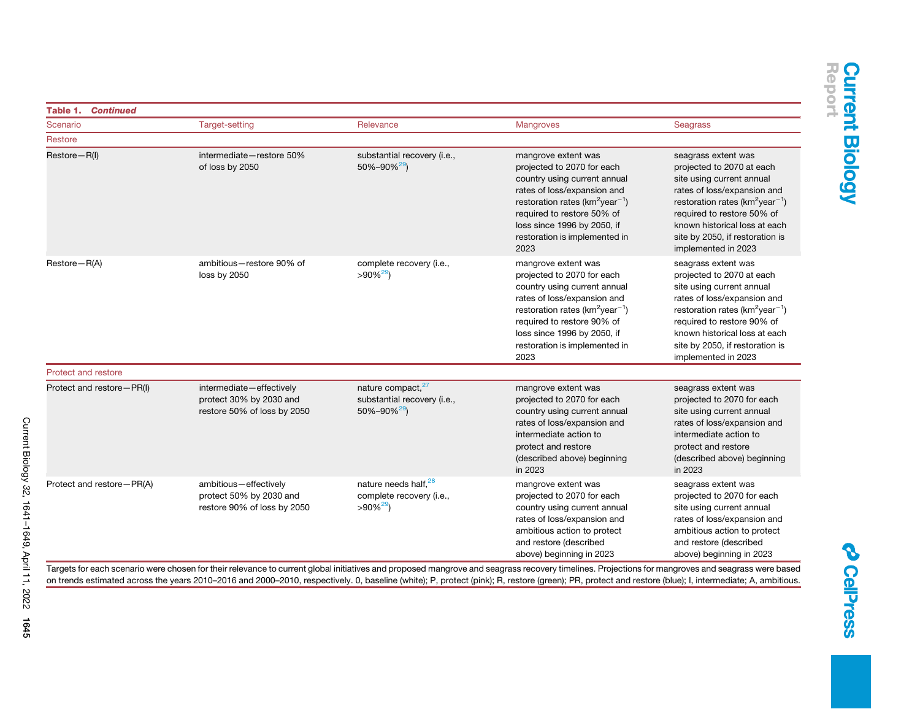**Table 1. *Continued***

| Scenario | Target-setting | Relevance | Mangroves | Seagrass |
|---|---|---|---|---|
| Restore | | | | |
| Restore—R(I) | intermediate—restore 50% of loss by 2050 | substantial recovery (i.e., 50%–90%[29]) | mangrove extent was projected to 2070 for each country using current annual rates of loss/expansion and restoration rates ($km^2 year^{-1}$) required to restore 50% of loss since 1996 by 2050, if restoration is implemented in 2023 | seagrass extent was projected to 2070 at each site using current annual rates of loss/expansion and restoration rates ($km^2 year^{-1}$) required to restore 50% of known historical loss at each site by 2050, if restoration is implemented in 2023 |
| Restore—R(A) | ambitious—restore 90% of loss by 2050 | complete recovery (i.e., >90%[29]) | mangrove extent was projected to 2070 for each country using current annual rates of loss/expansion and restoration rates ($km^2 year^{-1}$) required to restore 90% of loss since 1996 by 2050, if restoration is implemented in 2023 | seagrass extent was projected to 2070 at each site using current annual rates of loss/expansion and restoration rates ($km^2 year^{-1}$) required to restore 90% of known historical loss at each site by 2050, if restoration is implemented in 2023 |
| Protect and restore | | | | |
| Protect and restore—PR(I) | intermediate—effectively protect 30% by 2030 and restore 50% of loss by 2050 | nature compact,[27] substantial recovery (i.e., 50%–90%[29]) | mangrove extent was projected to 2070 for each country using current annual rates of loss/expansion and intermediate action to protect and restore (described above) beginning in 2023 | seagrass extent was projected to 2070 for each site using current annual rates of loss/expansion and intermediate action to protect and restore (described above) beginning in 2023 |
| Protect and restore—PR(A) | ambitious—effectively protect 50% by 2030 and restore 90% of loss by 2050 | nature needs half,[28] complete recovery (i.e., >90%[29]) | mangrove extent was projected to 2070 for each country using current annual rates of loss/expansion and ambitious action to protect and restore (described above) beginning in 2023 | seagrass extent was projected to 2070 for each site using current annual rates of loss/expansion and ambitious action to protect and restore (described above) beginning in 2023 |

Targets for each scenario were chosen for their relevance to current global initiatives and proposed mangrove and seagrass recovery timelines. Projections for mangroves and seagrass were based on trends estimated across the years 2010–2016 and 2000–2010, respectively. 0, baseline (white); P, protect (pink); R, restore (green); PR, protect and restore (blue); I, intermediate; A, ambitious.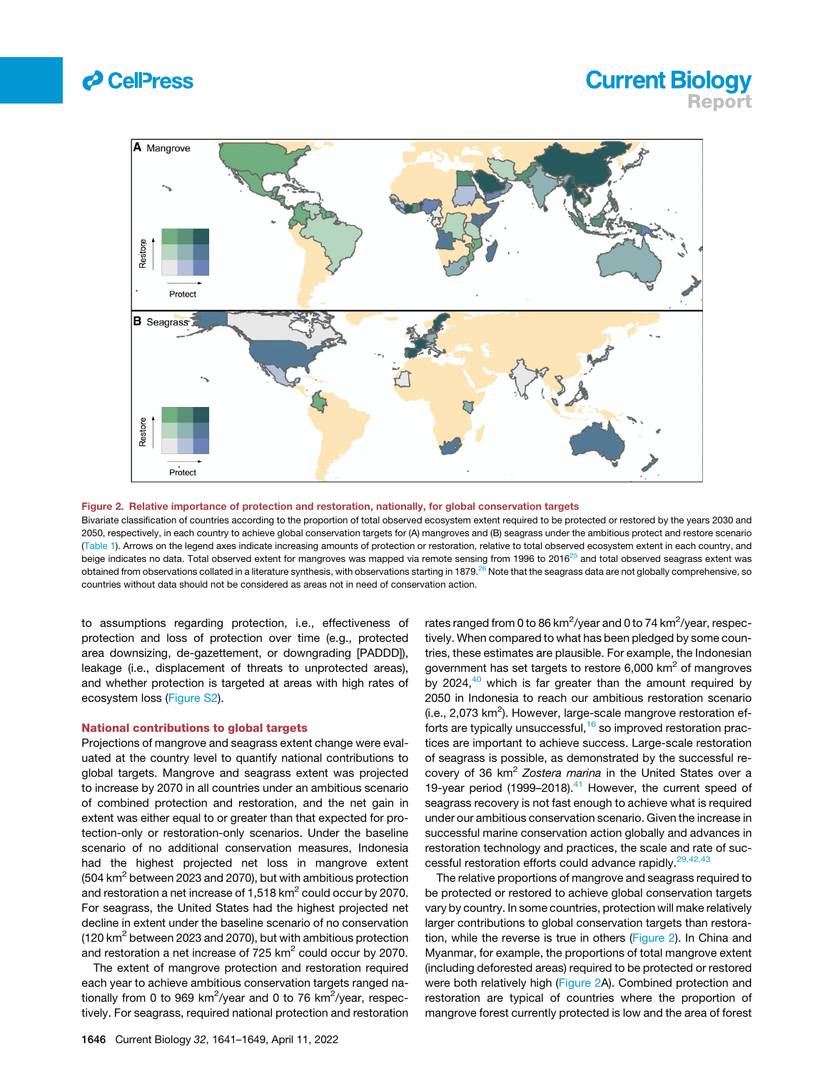**Figure 2. Relative importance of protection and restoration, nationally, for global conservation targets**

Bivariate classification of countries according to the proportion of total observed ecosystem extent required to be protected or restored by the years 2030 and 2050, respectively, in each country to achieve global conservation targets for (A) mangroves and (B) seagrass under the ambitious protect and restore scenario (Table 1). Arrows on the legend axes indicate increasing amounts of protection or restoration, relative to total observed ecosystem extent in each country, and beige indicates no data. Total observed extent for mangroves was mapped via remote sensing from 1996 to 2016[25] and total observed seagrass extent was obtained from observations collated in a literature synthesis, with observations starting in 1879.[26] Note that the seagrass data are not globally comprehensive, so countries without data should not be considered as areas not in need of conservation action.

to assumptions regarding protection, i.e., effectiveness of protection and loss of protection over time (e.g., protected area downsizing, de-gazettement, or downgrading [PADDD]), leakage (i.e., displacement of threats to unprotected areas), and whether protection is targeted at areas with high rates of ecosystem loss (Figure S2).

### National contributions to global targets

Projections of mangrove and seagrass extent change were evaluated at the country level to quantify national contributions to global targets. Mangrove and seagrass extent was projected to increase by 2070 in all countries under an ambitious scenario of combined protection and restoration, and the net gain in extent was either equal to or greater than that expected for protection-only or restoration-only scenarios. Under the baseline scenario of no additional conservation measures, Indonesia had the highest projected net loss in mangrove extent (504 km$^2$ between 2023 and 2070), but with ambitious protection and restoration a net increase of 1,518 km$^2$ could occur by 2070. For seagrass, the United States had the highest projected net decline in extent under the baseline scenario of no conservation (120 km$^2$ between 2023 and 2070), but with ambitious protection and restoration a net increase of 725 km$^2$ could occur by 2070.

The extent of mangrove protection and restoration required each year to achieve ambitious conservation targets ranged nationally from 0 to 969 km$^2$/year and 0 to 76 km$^2$/year, respectively. For seagrass, required national protection and restoration rates ranged from 0 to 86 km$^2$/year and 0 to 74 km$^2$/year, respectively. When compared to what has been pledged by some countries, these estimates are plausible. For example, the Indonesian government has set targets to restore 6,000 km$^2$ of mangroves by 2024,[40] which is far greater than the amount required by 2050 in Indonesia to reach our ambitious restoration scenario (i.e., 2,073 km$^2$). However, large-scale mangrove restoration efforts are typically unsuccessful,[16] so improved restoration practices are important to achieve success. Large-scale restoration of seagrass is possible, as demonstrated by the successful recovery of 36 km$^2$ *Zostera marina* in the United States over a 19-year period (1999–2018).[41] However, the current speed of seagrass recovery is not fast enough to achieve what is required under our ambitious conservation scenario. Given the increase in successful marine conservation action globally and advances in restoration technology and practices, the scale and rate of successful restoration efforts could advance rapidly.[29,42,43]

The relative proportions of mangrove and seagrass required to be protected or restored to achieve global conservation targets vary by country. In some countries, protection will make relatively larger contributions to global conservation targets than restoration, while the reverse is true in others (Figure 2). In China and Myanmar, for example, the proportions of total mangrove extent (including deforested areas) required to be protected or restored were both relatively high (Figure 2A). Combined protection and restoration are typical of countries where the proportion of mangrove forest currently protected is low and the area of forest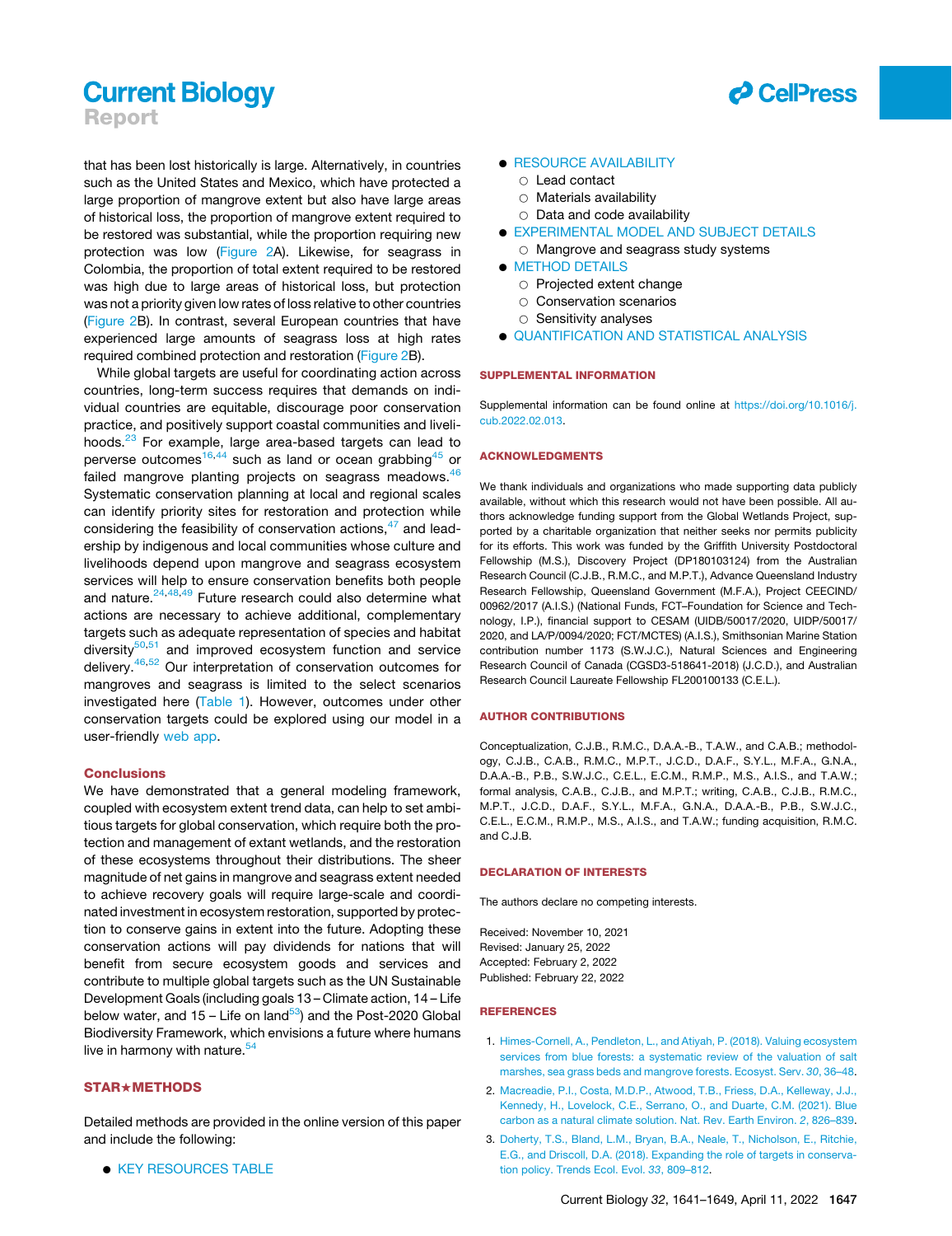that has been lost historically is large. Alternatively, in countries such as the United States and Mexico, which have protected a large proportion of mangrove extent but also have large areas of historical loss, the proportion of mangrove extent required to be restored was substantial, while the proportion requiring new protection was low (Figure 2A). Likewise, for seagrass in Colombia, the proportion of total extent required to be restored was high due to large areas of historical loss, but protection was not a priority given low rates of loss relative to other countries (Figure 2B). In contrast, several European countries that have experienced large amounts of seagrass loss at high rates required combined protection and restoration (Figure 2B).

While global targets are useful for coordinating action across countries, long-term success requires that demands on individual countries are equitable, discourage poor conservation practice, and positively support coastal communities and livelihoods.[23] For example, large area-based targets can lead to perverse outcomes[16,44] such as land or ocean grabbing[45] or failed mangrove planting projects on seagrass meadows.[46] Systematic conservation planning at local and regional scales can identify priority sites for restoration and protection while considering the feasibility of conservation actions,[47] and leadership by indigenous and local communities whose culture and livelihoods depend upon mangrove and seagrass ecosystem services will help to ensure conservation benefits both people and nature.[24,48,49] Future research could also determine what actions are necessary to achieve additional, complementary targets such as adequate representation of species and habitat diversity[50,51] and improved ecosystem function and service delivery.[46,52] Our interpretation of conservation outcomes for mangroves and seagrass is limited to the select scenarios investigated here (Table 1). However, outcomes under other conservation targets could be explored using our model in a user-friendly web app.

## Conclusions

We have demonstrated that a general modeling framework, coupled with ecosystem extent trend data, can help to set ambitious targets for global conservation, which require both the protection and management of extant wetlands, and the restoration of these ecosystems throughout their distributions. The sheer magnitude of net gains in mangrove and seagrass extent needed to achieve recovery goals will require large-scale and coordinated investment in ecosystem restoration, supported by protection to conserve gains in extent into the future. Adopting these conservation actions will pay dividends for nations that will benefit from secure ecosystem goods and services and contribute to multiple global targets such as the UN Sustainable Development Goals (including goals 13 – Climate action, 14 – Life below water, and 15 – Life on land[53]) and the Post-2020 Global Biodiversity Framework, which envisions a future where humans live in harmony with nature.[54]

## STAR★METHODS

Detailed methods are provided in the online version of this paper and include the following:

- KEY RESOURCES TABLE
- RESOURCE AVAILABILITY
  - Lead contact
  - Materials availability
  - Data and code availability
- EXPERIMENTAL MODEL AND SUBJECT DETAILS
  - Mangrove and seagrass study systems
- METHOD DETAILS
  - Projected extent change
  - Conservation scenarios
  - Sensitivity analyses
- QUANTIFICATION AND STATISTICAL ANALYSIS

## SUPPLEMENTAL INFORMATION

Supplemental information can be found online at https://doi.org/10.1016/j.cub.2022.02.013.

## ACKNOWLEDGMENTS

We thank individuals and organizations who made supporting data publicly available, without which this research would not have been possible. All authors acknowledge funding support from the Global Wetlands Project, supported by a charitable organization that neither seeks nor permits publicity for its efforts. This work was funded by the Griffith University Postdoctoral Fellowship (M.S.), Discovery Project (DP180103124) from the Australian Research Council (C.J.B., R.M.C., and M.P.T.), Advance Queensland Industry Research Fellowship, Queensland Government (M.F.A.), Project CEECIND/00962/2017 (A.I.S.) (National Funds, FCT–Foundation for Science and Technology, I.P.), financial support to CESAM (UIDB/50017/2020, UIDP/50017/2020, and LA/P/0094/2020; FCT/MCTES) (A.I.S.), Smithsonian Marine Station contribution number 1173 (S.W.J.C.), Natural Sciences and Engineering Research Council of Canada (CGSD3-518641-2018) (J.C.D.), and Australian Research Council Laureate Fellowship FL200100133 (C.E.L.).

## AUTHOR CONTRIBUTIONS

Conceptualization, C.J.B., R.M.C., D.A.A.-B., T.A.W., and C.A.B.; methodology, C.J.B., C.A.B., R.M.C., M.P.T., J.C.D., D.A.F., S.Y.L., M.F.A., G.N.A., D.A.A.-B., P.B., S.W.J.C., C.E.L., E.C.M., R.M.P., M.S., A.I.S., and T.A.W.; formal analysis, C.A.B., C.J.B., and M.P.T.; writing, C.A.B., C.J.B., R.M.C., M.P.T., J.C.D., D.A.F., S.Y.L., M.F.A., G.N.A., D.A.A.-B., P.B., S.W.J.C., C.E.L., E.C.M., R.M.P., M.S., A.I.S., and T.A.W.; funding acquisition, R.M.C. and C.J.B.

## DECLARATION OF INTERESTS

The authors declare no competing interests.

Received: November 10, 2021
Revised: January 25, 2022
Accepted: February 2, 2022
Published: February 22, 2022

## REFERENCES

1. Himes-Cornell, A., Pendleton, L., and Atiyah, P. (2018). Valuing ecosystem services from blue forests: a systematic review of the valuation of salt marshes, sea grass beds and mangrove forests. Ecosyst. Serv. *30*, 36–48.
2. Macreadie, P.I., Costa, M.D.P., Atwood, T.B., Friess, D.A., Kelleway, J.J., Kennedy, H., Lovelock, C.E., Serrano, O., and Duarte, C.M. (2021). Blue carbon as a natural climate solution. Nat. Rev. Earth Environ. *2*, 826–839.
3. Doherty, T.S., Bland, L.M., Bryan, B.A., Neale, T., Nicholson, E., Ritchie, E.G., and Driscoll, D.A. (2018). Expanding the role of targets in conservation policy. Trends Ecol. Evol. *33*, 809–812.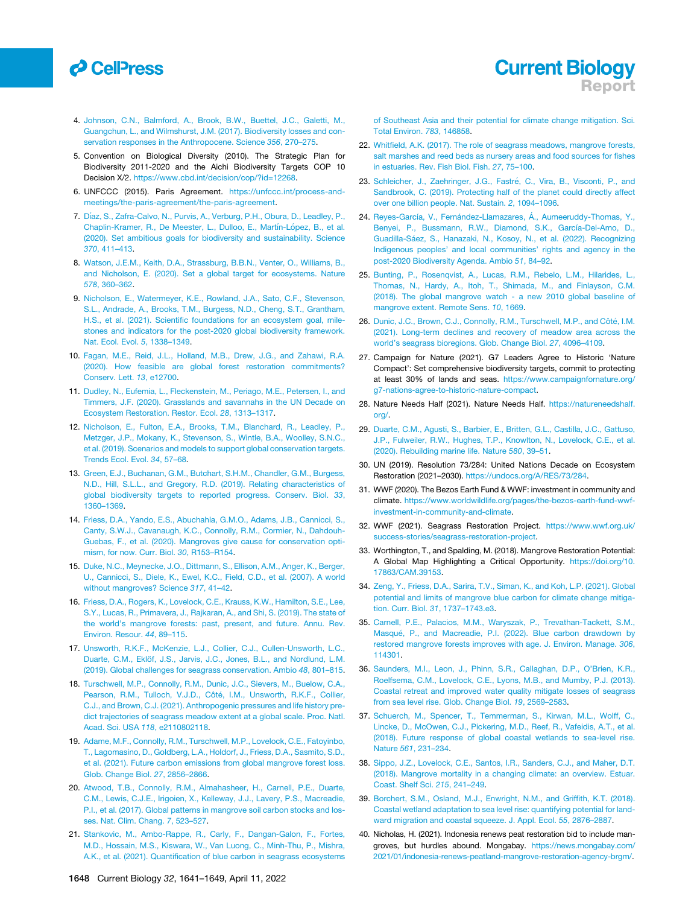4. Johnson, C.N., Balmford, A., Brook, B.W., Buettel, J.C., Galetti, M., Guangchun, L., and Wilmshurst, J.M. (2017). Biodiversity losses and conservation responses in the Anthropocene. Science *356*, 270–275.

5. Convention on Biological Diversity (2010). The Strategic Plan for Biodiversity 2011-2020 and the Aichi Biodiversity Targets COP 10 Decision X/2. https://www.cbd.int/decision/cop/?id=12268.

6. UNFCCC (2015). Paris Agreement. https://unfccc.int/process-and-meetings/the-paris-agreement/the-paris-agreement.

7. Díaz, S., Zafra-Calvo, N., Purvis, A., Verburg, P.H., Obura, D., Leadley, P., Chaplin-Kramer, R., De Meester, L., Dulloo, E., Martín-López, B., et al. (2020). Set ambitious goals for biodiversity and sustainability. Science *370*, 411–413.

8. Watson, J.E.M., Keith, D.A., Strassburg, B.B.N., Venter, O., Williams, B., and Nicholson, E. (2020). Set a global target for ecosystems. Nature *578*, 360–362.

9. Nicholson, E., Watermeyer, K.E., Rowland, J.A., Sato, C.F., Stevenson, S.L., Andrade, A., Brooks, T.M., Burgess, N.D., Cheng, S.T., Grantham, H.S., et al. (2021). Scientific foundations for an ecosystem goal, milestones and indicators for the post-2020 global biodiversity framework. Nat. Ecol. Evol. *5*, 1338–1349.

10. Fagan, M.E., Reid, J.L., Holland, M.B., Drew, J.G., and Zahawi, R.A. (2020). How feasible are global forest restoration commitments? Conserv. Lett. *13*, e12700.

11. Dudley, N., Eufemia, L., Fleckenstein, M., Periago, M.E., Petersen, I., and Timmers, J.F. (2020). Grasslands and savannahs in the UN Decade on Ecosystem Restoration. Restor. Ecol. *28*, 1313–1317.

12. Nicholson, E., Fulton, E.A., Brooks, T.M., Blanchard, R., Leadley, P., Metzger, J.P., Mokany, K., Stevenson, S., Wintle, B.A., Woolley, S.N.C., et al. (2019). Scenarios and models to support global conservation targets. Trends Ecol. Evol. *34*, 57–68.

13. Green, E.J., Buchanan, G.M., Butchart, S.H.M., Chandler, G.M., Burgess, N.D., Hill, S.L.L., and Gregory, R.D. (2019). Relating characteristics of global biodiversity targets to reported progress. Conserv. Biol. *33*, 1360–1369.

14. Friess, D.A., Yando, E.S., Abuchahla, G.M.O., Adams, J.B., Cannicci, S., Canty, S.W.J., Cavanaugh, K.C., Connolly, R.M., Cormier, N., Dahdouh-Guebas, F., et al. (2020). Mangroves give cause for conservation optimism, for now. Curr. Biol. *30*, R153–R154.

15. Duke, N.C., Meynecke, J.O., Dittmann, S., Ellison, A.M., Anger, K., Berger, U., Cannicci, S., Diele, K., Ewel, K.C., Field, C.D., et al. (2007). A world without mangroves? Science *317*, 41–42.

16. Friess, D.A., Rogers, K., Lovelock, C.E., Krauss, K.W., Hamilton, S.E., Lee, S.Y., Lucas, R., Primavera, J., Rajkaran, A., and Shi, S. (2019). The state of the world's mangrove forests: past, present, and future. Annu. Rev. Environ. Resour. *44*, 89–115.

17. Unsworth, R.K.F., McKenzie, L.J., Collier, C.J., Cullen-Unsworth, L.C., Duarte, C.M., Eklöf, J.S., Jarvis, J.C., Jones, B.L., and Nordlund, L.M. (2019). Global challenges for seagrass conservation. Ambio *48*, 801–815.

18. Turschwell, M.P., Connolly, R.M., Dunic, J.C., Sievers, M., Buelow, C.A., Pearson, R.M., Tulloch, V.J.D., Côté, I.M., Unsworth, R.K.F., Collier, C.J., and Brown, C.J. (2021). Anthropogenic pressures and life history predict trajectories of seagrass meadow extent at a global scale. Proc. Natl. Acad. Sci. USA *118*, e2110802118.

19. Adame, M.F., Connolly, R.M., Turschwell, M.P., Lovelock, C.E., Fatoyinbo, T., Lagomasino, D., Goldberg, L.A., Holdorf, J., Friess, D.A., Sasmito, S.D., et al. (2021). Future carbon emissions from global mangrove forest loss. Glob. Change Biol. *27*, 2856–2866.

20. Atwood, T.B., Connolly, R.M., Almahasheer, H., Carnell, P.E., Duarte, C.M., Lewis, C.J.E., Irigoien, X., Kelleway, J.J., Lavery, P.S., Macreadie, P.I., et al. (2017). Global patterns in mangrove soil carbon stocks and losses. Nat. Clim. Chang. *7*, 523–527.

21. Stankovic, M., Ambo-Rappe, R., Carly, F., Dangan-Galon, F., Fortes, M.D., Hossain, M.S., Kiswara, W., Van Luong, C., Minh-Thu, P., Mishra, A.K., et al. (2021). Quantification of blue carbon in seagrass ecosystems of Southeast Asia and their potential for climate change mitigation. Sci. Total Environ. *783*, 146858.

22. Whitfield, A.K. (2017). The role of seagrass meadows, mangrove forests, salt marshes and reed beds as nursery areas and food sources for fishes in estuaries. Rev. Fish Biol. Fish. *27*, 75–100.

23. Schleicher, J., Zaehringer, J.G., Fastré, C., Vira, B., Visconti, P., and Sandbrook, C. (2019). Protecting half of the planet could directly affect over one billion people. Nat. Sustain. *2*, 1094–1096.

24. Reyes-García, V., Fernández-Llamazares, Á., Aumeeruddy-Thomas, Y., Benyei, P., Bussmann, R.W., Diamond, S.K., García-Del-Amo, D., Guadilla-Sáez, S., Hanazaki, N., Kosoy, N., et al. (2022). Recognizing Indigenous peoples' and local communities' rights and agency in the post-2020 Biodiversity Agenda. Ambio *51*, 84–92.

25. Bunting, P., Rosenqvist, A., Lucas, R.M., Rebelo, L.M., Hilarides, L., Thomas, N., Hardy, A., Itoh, T., Shimada, M., and Finlayson, C.M. (2018). The global mangrove watch - a new 2010 global baseline of mangrove extent. Remote Sens. *10*, 1669.

26. Dunic, J.C., Brown, C.J., Connolly, R.M., Turschwell, M.P., and Côté, I.M. (2021). Long-term declines and recovery of meadow area across the world's seagrass bioregions. Glob. Change Biol. *27*, 4096–4109.

27. Campaign for Nature (2021). G7 Leaders Agree to Historic 'Nature Compact': Set comprehensive biodiversity targets, commit to protecting at least 30% of lands and seas. https://www.campaignfornature.org/g7-nations-agree-to-historic-nature-compact.

28. Nature Needs Half (2021). Nature Needs Half. https://natureneedshalf.org/.

29. Duarte, C.M., Agusti, S., Barbier, E., Britten, G.L., Castilla, J.C., Gattuso, J.P., Fulweiler, R.W., Hughes, T.P., Knowlton, N., Lovelock, C.E., et al. (2020). Rebuilding marine life. Nature *580*, 39–51.

30. UN (2019). Resolution 73/284: United Nations Decade on Ecosystem Restoration (2021–2030). https://undocs.org/A/RES/73/284.

31. WWF (2020). The Bezos Earth Fund & WWF: investment in community and climate. https://www.worldwildlife.org/pages/the-bezos-earth-fund-wwf-investment-in-community-and-climate.

32. WWF (2021). Seagrass Restoration Project. https://www.wwf.org.uk/success-stories/seagrass-restoration-project.

33. Worthington, T., and Spalding, M. (2018). Mangrove Restoration Potential: A Global Map Highlighting a Critical Opportunity. https://doi.org/10.17863/CAM.39153.

34. Zeng, Y., Friess, D.A., Sarira, T.V., Siman, K., and Koh, L.P. (2021). Global potential and limits of mangrove blue carbon for climate change mitigation. Curr. Biol. *31*, 1737–1743.e3.

35. Carnell, P.E., Palacios, M.M., Waryszak, P., Trevathan-Tackett, S.M., Masqué, P., and Macreadie, P.I. (2022). Blue carbon drawdown by restored mangrove forests improves with age. J. Environ. Manage. *306*, 114301.

36. Saunders, M.I., Leon, J., Phinn, S.R., Callaghan, D.P., O'Brien, K.R., Roelfsema, C.M., Lovelock, C.E., Lyons, M.B., and Mumby, P.J. (2013). Coastal retreat and improved water quality mitigate losses of seagrass from sea level rise. Glob. Change Biol. *19*, 2569–2583.

37. Schuerch, M., Spencer, T., Temmerman, S., Kirwan, M.L., Wolff, C., Lincke, D., McOwen, C.J., Pickering, M.D., Reef, R., Vafeidis, A.T., et al. (2018). Future response of global coastal wetlands to sea-level rise. Nature *561*, 231–234.

38. Sippo, J.Z., Lovelock, C.E., Santos, I.R., Sanders, C.J., and Maher, D.T. (2018). Mangrove mortality in a changing climate: an overview. Estuar. Coast. Shelf Sci. *215*, 241–249.

39. Borchert, S.M., Osland, M.J., Enwright, N.M., and Griffith, K.T. (2018). Coastal wetland adaptation to sea level rise: quantifying potential for landward migration and coastal squeeze. J. Appl. Ecol. *55*, 2876–2887.

40. Nicholas, H. (2021). Indonesia renews peat restoration bid to include mangroves, but hurdles abound. Mongabay. https://news.mongabay.com/2021/01/indonesia-renews-peatland-mangrove-restoration-agency-brgm/.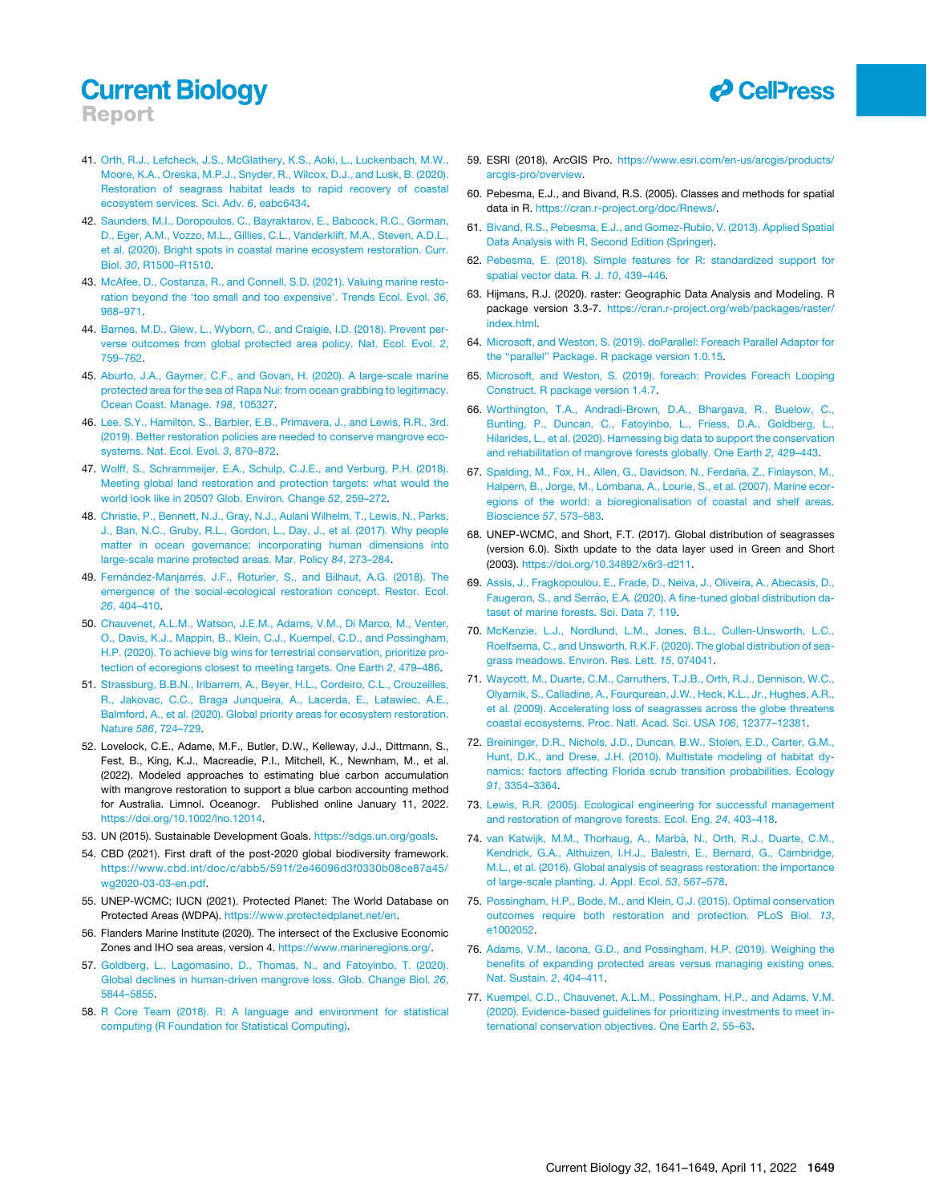41. Orth, R.J., Lefcheck, J.S., McGlathery, K.S., Aoki, L., Luckenbach, M.W., Moore, K.A., Oreska, M.P.J., Snyder, R., Wilcox, D.J., and Lusk, B. (2020). Restoration of seagrass habitat leads to rapid recovery of coastal ecosystem services. Sci. Adv. *6*, eabc6434.

42. Saunders, M.I., Doropoulos, C., Bayraktarov, E., Babcock, R.C., Gorman, D., Eger, A.M., Vozzo, M.L., Gillies, C.L., Vanderklift, M.A., Steven, A.D.L., et al. (2020). Bright spots in coastal marine ecosystem restoration. Curr. Biol. *30*, R1500–R1510.

43. McAfee, D., Costanza, R., and Connell, S.D. (2021). Valuing marine restoration beyond the 'too small and too expensive'. Trends Ecol. Evol. *36*, 968–971.

44. Barnes, M.D., Glew, L., Wyborn, C., and Craigie, I.D. (2018). Prevent perverse outcomes from global protected area policy. Nat. Ecol. Evol. *2*, 759–762.

45. Aburto, J.A., Gaymer, C.F., and Govan, H. (2020). A large-scale marine protected area for the sea of Rapa Nui: from ocean grabbing to legitimacy. Ocean Coast. Manage. *198*, 105327.

46. Lee, S.Y., Hamilton, S., Barbier, E.B., Primavera, J., and Lewis, R.R., 3rd. (2019). Better restoration policies are needed to conserve mangrove ecosystems. Nat. Ecol. Evol. *3*, 870–872.

47. Wolff, S., Schrammeijer, E.A., Schulp, C.J.E., and Verburg, P.H. (2018). Meeting global land restoration and protection targets: what would the world look like in 2050? Glob. Environ. Change *52*, 259–272.

48. Christie, P., Bennett, N.J., Gray, N.J., Aulani Wilhelm, T., Lewis, N., Parks, J., Ban, N.C., Gruby, R.L., Gordon, L., Day, J., et al. (2017). Why people matter in ocean governance: incorporating human dimensions into large-scale marine protected areas. Mar. Policy *84*, 273–284.

49. Fernández-Manjarrés, J.F., Roturier, S., and Bilhaut, A.G. (2018). The emergence of the social-ecological restoration concept. Restor. Ecol. *26*, 404–410.

50. Chauvenet, A.L.M., Watson, J.E.M., Adams, V.M., Di Marco, M., Venter, O., Davis, K.J., Mappin, B., Klein, C.J., Kuempel, C.D., and Possingham, H.P. (2020). To achieve big wins for terrestrial conservation, prioritize protection of ecoregions closest to meeting targets. One Earth *2*, 479–486.

51. Strassburg, B.B.N., Iribarrem, A., Beyer, H.L., Cordeiro, C.L., Crouzeilles, R., Jakovac, C.C., Braga Junqueira, A., Lacerda, E., Latawiec, A.E., Balmford, A., et al. (2020). Global priority areas for ecosystem restoration. Nature *586*, 724–729.

52. Lovelock, C.E., Adame, M.F., Butler, D.W., Kelleway, J.J., Dittmann, S., Fest, B., King, K.J., Macreadie, P.I., Mitchell, K., Newnham, M., et al. (2022). Modeled approaches to estimating blue carbon accumulation with mangrove restoration to support a blue carbon accounting method for Australia. Limnol. Oceanogr. Published online January 11, 2022. https://doi.org/10.1002/lno.12014.

53. UN (2015). Sustainable Development Goals. https://sdgs.un.org/goals.

54. CBD (2021). First draft of the post-2020 global biodiversity framework. https://www.cbd.int/doc/c/abb5/591f/2e46096d3f0330b08ce87a45/wg2020-03-03-en.pdf.

55. UNEP-WCMC; IUCN (2021). Protected Planet: The World Database on Protected Areas (WDPA). https://www.protectedplanet.net/en.

56. Flanders Marine Institute (2020). The intersect of the Exclusive Economic Zones and IHO sea areas, version 4. https://www.marineregions.org/.

57. Goldberg, L., Lagomasino, D., Thomas, N., and Fatoyinbo, T. (2020). Global declines in human-driven mangrove loss. Glob. Change Biol. *26*, 5844–5855.

58. R Core Team (2018). R: A language and environment for statistical computing (R Foundation for Statistical Computing).

59. ESRI (2018). ArcGIS Pro. https://www.esri.com/en-us/arcgis/products/arcgis-pro/overview.

60. Pebesma, E.J., and Bivand, R.S. (2005). Classes and methods for spatial data in R. https://cran.r-project.org/doc/Rnews/.

61. Bivand, R.S., Pebesma, E.J., and Gomez-Rubio, V. (2013). Applied Spatial Data Analysis with R, Second Edition (Springer).

62. Pebesma, E. (2018). Simple features for R: standardized support for spatial vector data. R. J. *10*, 439–446.

63. Hijmans, R.J. (2020). raster: Geographic Data Analysis and Modeling. R package version 3.3-7. https://cran.r-project.org/web/packages/raster/index.html.

64. Microsoft, and Weston, S. (2019). doParallel: Foreach Parallel Adaptor for the "parallel" Package. R package version 1.0.15.

65. Microsoft, and Weston, S. (2019). foreach: Provides Foreach Looping Construct. R package version 1.4.7.

66. Worthington, T.A., Andradi-Brown, D.A., Bhargava, R., Buelow, C., Bunting, P., Duncan, C., Fatoyinbo, L., Friess, D.A., Goldberg, L., Hilarides, L., et al. (2020). Harnessing big data to support the conservation and rehabilitation of mangrove forests globally. One Earth *2*, 429–443.

67. Spalding, M., Fox, H., Allen, G., Davidson, N., Ferdaña, Z., Finlayson, M., Halpern, B., Jorge, M., Lombana, A., Lourie, S., et al. (2007). Marine ecoregions of the world: a bioregionalisation of coastal and shelf areas. Bioscience *57*, 573–583.

68. UNEP-WCMC, and Short, F.T. (2017). Global distribution of seagrasses (version 6.0). Sixth update to the data layer used in Green and Short (2003). https://doi.org/10.34892/x6r3-d211.

69. Assis, J., Fragkopoulou, E., Frade, D., Neiva, J., Oliveira, A., Abecasis, D., Faugeron, S., and Serrão, E.A. (2020). A fine-tuned global distribution dataset of marine forests. Sci. Data *7*, 119.

70. McKenzie, L.J., Nordlund, L.M., Jones, B.L., Cullen-Unsworth, L.C., Roelfsema, C., and Unsworth, R.K.F. (2020). The global distribution of seagrass meadows. Environ. Res. Lett. *15*, 074041.

71. Waycott, M., Duarte, C.M., Carruthers, T.J.B., Orth, R.J., Dennison, W.C., Olyarnik, S., Calladine, A., Fourqurean, J.W., Heck, K.L., Jr., Hughes, A.R., et al. (2009). Accelerating loss of seagrasses across the globe threatens coastal ecosystems. Proc. Natl. Acad. Sci. USA *106*, 12377–12381.

72. Breininger, D.R., Nichols, J.D., Duncan, B.W., Stolen, E.D., Carter, G.M., Hunt, D.K., and Drese, J.H. (2010). Multistate modeling of habitat dynamics: factors affecting Florida scrub transition probabilities. Ecology *91*, 3354–3364.

73. Lewis, R.R. (2005). Ecological engineering for successful management and restoration of mangrove forests. Ecol. Eng. *24*, 403–418.

74. van Katwijk, M.M., Thorhaug, A., Marbà, N., Orth, R.J., Duarte, C.M., Kendrick, G.A., Althuizen, I.H.J., Balestri, E., Bernard, G., Cambridge, M.L., et al. (2016). Global analysis of seagrass restoration: the importance of large-scale planting. J. Appl. Ecol. *53*, 567–578.

75. Possingham, H.P., Bode, M., and Klein, C.J. (2015). Optimal conservation outcomes require both restoration and protection. PLoS Biol. *13*, e1002052.

76. Adams, V.M., Iacona, G.D., and Possingham, H.P. (2019). Weighing the benefits of expanding protected areas versus managing existing ones. Nat. Sustain. *2*, 404–411.

77. Kuempel, C.D., Chauvenet, A.L.M., Possingham, H.P., and Adams, V.M. (2020). Evidence-based guidelines for prioritizing investments to meet international conservation objectives. One Earth *2*, 55–63.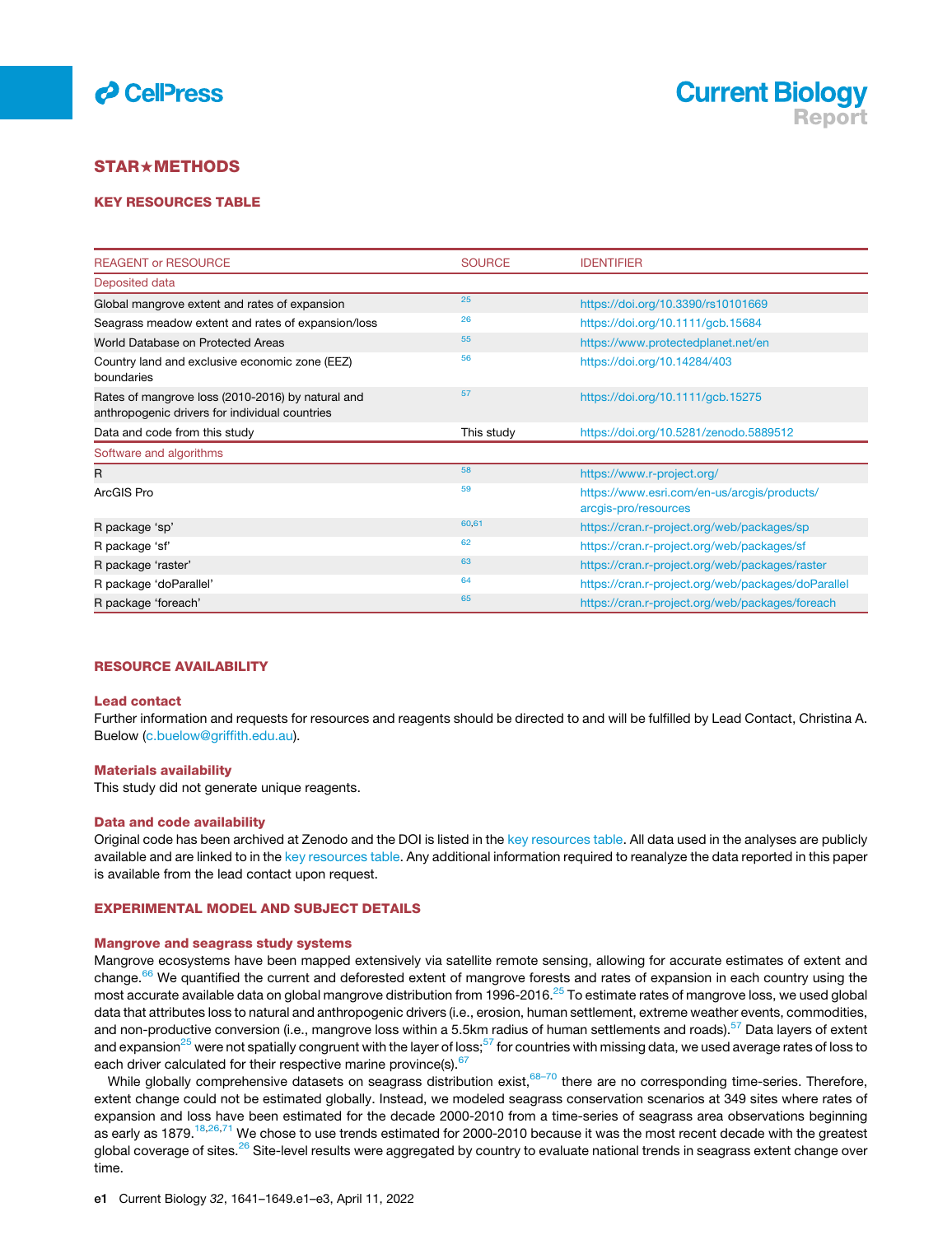## STAR★METHODS

### KEY RESOURCES TABLE

| REAGENT or RESOURCE | SOURCE | IDENTIFIER |
|---|---|---|
| Deposited data | | |
| Global mangrove extent and rates of expansion | [25] | https://doi.org/10.3390/rs10101669 |
| Seagrass meadow extent and rates of expansion/loss | [26] | https://doi.org/10.1111/gcb.15684 |
| World Database on Protected Areas | [55] | https://www.protectedplanet.net/en |
| Country land and exclusive economic zone (EEZ) boundaries | [56] | https://doi.org/10.14284/403 |
| Rates of mangrove loss (2010-2016) by natural and anthropogenic drivers for individual countries | [57] | https://doi.org/10.1111/gcb.15275 |
| Data and code from this study | This study | https://doi.org/10.5281/zenodo.5889512 |
| Software and algorithms | | |
| R | [58] | https://www.r-project.org/ |
| ArcGIS Pro | [59] | https://www.esri.com/en-us/arcgis/products/arcgis-pro/resources |
| R package 'sp' | [60,61] | https://cran.r-project.org/web/packages/sp |
| R package 'sf' | [62] | https://cran.r-project.org/web/packages/sf |
| R package 'raster' | [63] | https://cran.r-project.org/web/packages/raster |
| R package 'doParallel' | [64] | https://cran.r-project.org/web/packages/doParallel |
| R package 'foreach' | [65] | https://cran.r-project.org/web/packages/foreach |

### RESOURCE AVAILABILITY

#### Lead contact

Further information and requests for resources and reagents should be directed to and will be fulfilled by Lead Contact, Christina A. Buelow (c.buelow@griffith.edu.au).

#### Materials availability

This study did not generate unique reagents.

#### Data and code availability

Original code has been archived at Zenodo and the DOI is listed in the key resources table. All data used in the analyses are publicly available and are linked to in the key resources table. Any additional information required to reanalyze the data reported in this paper is available from the lead contact upon request.

### EXPERIMENTAL MODEL AND SUBJECT DETAILS

#### Mangrove and seagrass study systems

Mangrove ecosystems have been mapped extensively via satellite remote sensing, allowing for accurate estimates of extent and change.[66] We quantified the current and deforested extent of mangrove forests and rates of expansion in each country using the most accurate available data on global mangrove distribution from 1996-2016.[25] To estimate rates of mangrove loss, we used global data that attributes loss to natural and anthropogenic drivers (i.e., erosion, human settlement, extreme weather events, commodities, and non-productive conversion (i.e., mangrove loss within a 5.5km radius of human settlements and roads).[57] Data layers of extent and expansion[25] were not spatially congruent with the layer of loss;[57] for countries with missing data, we used average rates of loss to each driver calculated for their respective marine province(s).[67]

While globally comprehensive datasets on seagrass distribution exist,[68–70] there are no corresponding time-series. Therefore, extent change could not be estimated globally. Instead, we modeled seagrass conservation scenarios at 349 sites where rates of expansion and loss have been estimated for the decade 2000-2010 from a time-series of seagrass area observations beginning as early as 1879.[18,26,71] We chose to use trends estimated for 2000-2010 because it was the most recent decade with the greatest global coverage of sites.[26] Site-level results were aggregated by country to evaluate national trends in seagrass extent change over time.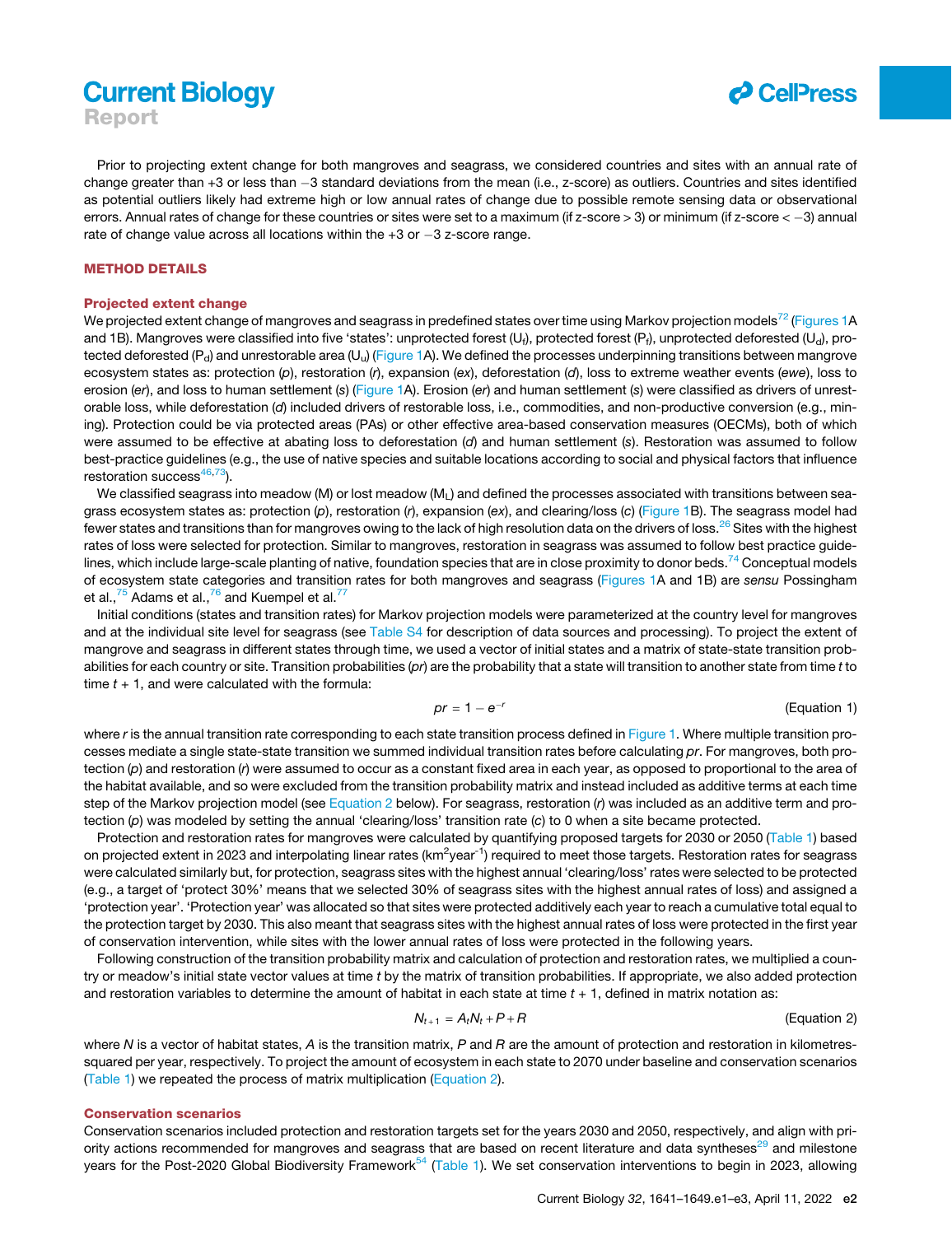Prior to projecting extent change for both mangroves and seagrass, we considered countries and sites with an annual rate of change greater than +3 or less than −3 standard deviations from the mean (i.e., z-score) as outliers. Countries and sites identified as potential outliers likely had extreme high or low annual rates of change due to possible remote sensing data or observational errors. Annual rates of change for these countries or sites were set to a maximum (if z-score > 3) or minimum (if z-score < −3) annual rate of change value across all locations within the +3 or −3 z-score range.

## METHOD DETAILS

### Projected extent change

We projected extent change of mangroves and seagrass in predefined states over time using Markov projection models[72] (Figures 1A and 1B). Mangroves were classified into five 'states': unprotected forest ($U_f$), protected forest ($P_f$), unprotected deforested ($U_d$), protected deforested ($P_d$) and unrestorable area ($U_u$) (Figure 1A). We defined the processes underpinning transitions between mangrove ecosystem states as: protection (*p*), restoration (*r*), expansion (*ex*), deforestation (*d*), loss to extreme weather events (*ewe*), loss to erosion (*er*), and loss to human settlement (*s*) (Figure 1A). Erosion (*er*) and human settlement (*s*) were classified as drivers of unrestorable loss, while deforestation (*d*) included drivers of restorable loss, i.e., commodities, and non-productive conversion (e.g., mining). Protection could be via protected areas (PAs) or other effective area-based conservation measures (OECMs), both of which were assumed to be effective at abating loss to deforestation (*d*) and human settlement (*s*). Restoration was assumed to follow best-practice guidelines (e.g., the use of native species and suitable locations according to social and physical factors that influence restoration success[46,73]).

We classified seagrass into meadow (M) or lost meadow ($M_L$) and defined the processes associated with transitions between seagrass ecosystem states as: protection (*p*), restoration (*r*), expansion (*ex*), and clearing/loss (*c*) (Figure 1B). The seagrass model had fewer states and transitions than for mangroves owing to the lack of high resolution data on the drivers of loss.[26] Sites with the highest rates of loss were selected for protection. Similar to mangroves, restoration in seagrass was assumed to follow best practice guidelines, which include large-scale planting of native, foundation species that are in close proximity to donor beds.[74] Conceptual models of ecosystem state categories and transition rates for both mangroves and seagrass (Figures 1A and 1B) are *sensu* Possingham et al.,[75] Adams et al.,[76] and Kuempel et al.[77]

Initial conditions (states and transition rates) for Markov projection models were parameterized at the country level for mangroves and at the individual site level for seagrass (see Table S4 for description of data sources and processing). To project the extent of mangrove and seagrass in different states through time, we used a vector of initial states and a matrix of state-state transition probabilities for each country or site. Transition probabilities (*pr*) are the probability that a state will transition to another state from time *t* to time *t* + 1, and were calculated with the formula:

$$pr = 1 - e^{-r} \qquad \text{(Equation 1)}$$

where *r* is the annual transition rate corresponding to each state transition process defined in Figure 1. Where multiple transition processes mediate a single state-state transition we summed individual transition rates before calculating *pr*. For mangroves, both protection (*p*) and restoration (*r*) were assumed to occur as a constant fixed area in each year, as opposed to proportional to the area of the habitat available, and so were excluded from the transition probability matrix and instead included as additive terms at each time step of the Markov projection model (see Equation 2 below). For seagrass, restoration (*r*) was included as an additive term and protection (*p*) was modeled by setting the annual 'clearing/loss' transition rate (*c*) to 0 when a site became protected.

Protection and restoration rates for mangroves were calculated by quantifying proposed targets for 2030 or 2050 (Table 1) based on projected extent in 2023 and interpolating linear rates ($km^2 year^{-1}$) required to meet those targets. Restoration rates for seagrass were calculated similarly but, for protection, seagrass sites with the highest annual 'clearing/loss' rates were selected to be protected (e.g., a target of 'protect 30%' means that we selected 30% of seagrass sites with the highest annual rates of loss) and assigned a 'protection year'. 'Protection year' was allocated so that sites were protected additively each year to reach a cumulative total equal to the protection target by 2030. This also meant that seagrass sites with the highest annual rates of loss were protected in the first year of conservation intervention, while sites with the lower annual rates of loss were protected in the following years.

Following construction of the transition probability matrix and calculation of protection and restoration rates, we multiplied a country or meadow's initial state vector values at time *t* by the matrix of transition probabilities. If appropriate, we also added protection and restoration variables to determine the amount of habitat in each state at time *t* + 1, defined in matrix notation as:

$$N_{t+1} = A_t N_t + P + R \qquad \text{(Equation 2)}$$

where *N* is a vector of habitat states, *A* is the transition matrix, *P* and *R* are the amount of protection and restoration in kilometres-squared per year, respectively. To project the amount of ecosystem in each state to 2070 under baseline and conservation scenarios (Table 1) we repeated the process of matrix multiplication (Equation 2).

### Conservation scenarios

Conservation scenarios included protection and restoration targets set for the years 2030 and 2050, respectively, and align with priority actions recommended for mangroves and seagrass that are based on recent literature and data syntheses[29] and milestone years for the Post-2020 Global Biodiversity Framework[54] (Table 1). We set conservation interventions to begin in 2023, allowing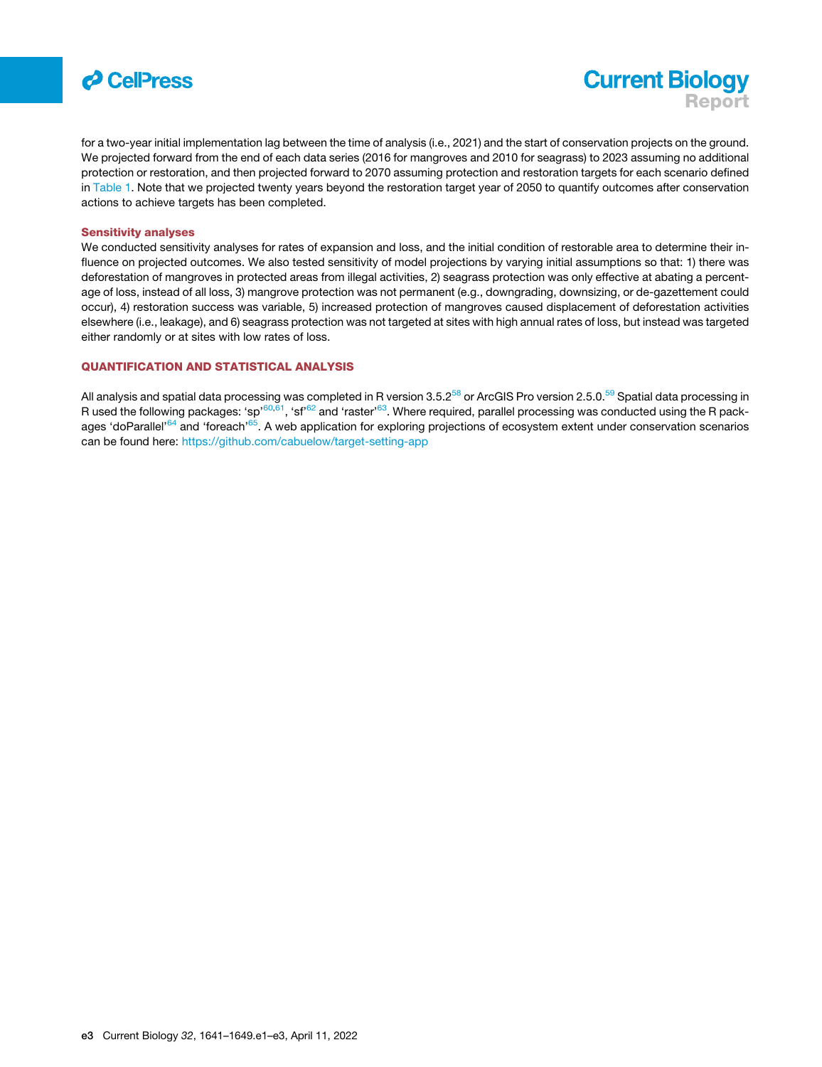for a two-year initial implementation lag between the time of analysis (i.e., 2021) and the start of conservation projects on the ground. We projected forward from the end of each data series (2016 for mangroves and 2010 for seagrass) to 2023 assuming no additional protection or restoration, and then projected forward to 2070 assuming protection and restoration targets for each scenario defined in Table 1. Note that we projected twenty years beyond the restoration target year of 2050 to quantify outcomes after conservation actions to achieve targets has been completed.

### Sensitivity analyses

We conducted sensitivity analyses for rates of expansion and loss, and the initial condition of restorable area to determine their influence on projected outcomes. We also tested sensitivity of model projections by varying initial assumptions so that: 1) there was deforestation of mangroves in protected areas from illegal activities, 2) seagrass protection was only effective at abating a percentage of loss, instead of all loss, 3) mangrove protection was not permanent (e.g., downgrading, downsizing, or de-gazettement could occur), 4) restoration success was variable, 5) increased protection of mangroves caused displacement of deforestation activities elsewhere (i.e., leakage), and 6) seagrass protection was not targeted at sites with high annual rates of loss, but instead was targeted either randomly or at sites with low rates of loss.

## QUANTIFICATION AND STATISTICAL ANALYSIS

All analysis and spatial data processing was completed in R version 3.5.2[58] or ArcGIS Pro version 2.5.0.[59] Spatial data processing in R used the following packages: 'sp'[60,61], 'sf'[62] and 'raster'[63]. Where required, parallel processing was conducted using the R packages 'doParallel'[64] and 'foreach'[65]. A web application for exploring projections of ecosystem extent under conservation scenarios can be found here: https://github.com/cabuelow/target-setting-app